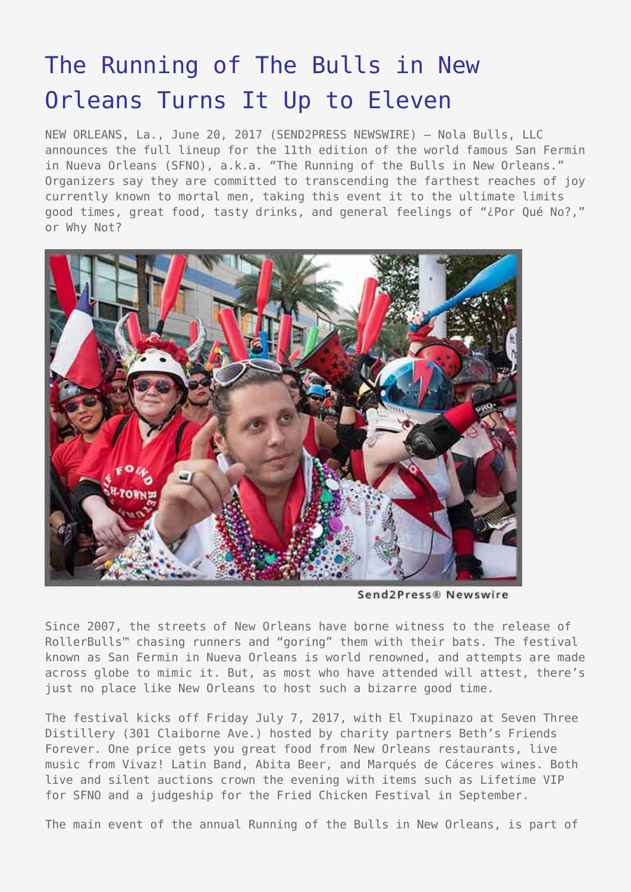# The Running of The Bulls in New Orleans Turns It Up to Eleven

NEW ORLEANS, La., June 20, 2017 (SEND2PRESS NEWSWIRE) — Nola Bulls, LLC announces the full lineup for the 11th edition of the world famous San Fermin in Nueva Orleans (SFNO), a.k.a. "The Running of the Bulls in New Orleans." Organizers say they are committed to transcending the farthest reaches of joy currently known to mortal men, taking this event it to the ultimate limits good times, great food, tasty drinks, and general feelings of "¿Por Qué No?," or Why Not?

Send2Press® Newswire

Since 2007, the streets of New Orleans have borne witness to the release of RollerBulls™ chasing runners and "goring" them with their bats. The festival known as San Fermin in Nueva Orleans is world renowned, and attempts are made across globe to mimic it. But, as most who have attended will attest, there's just no place like New Orleans to host such a bizarre good time.

The festival kicks off Friday July 7, 2017, with El Txupinazo at Seven Three Distillery (301 Claiborne Ave.) hosted by charity partners Beth's Friends Forever. One price gets you great food from New Orleans restaurants, live music from Vivaz! Latin Band, Abita Beer, and Marqués de Cáceres wines. Both live and silent auctions crown the evening with items such as Lifetime VIP for SFNO and a judgeship for the Fried Chicken Festival in September.

The main event of the annual Running of the Bulls in New Orleans, is part of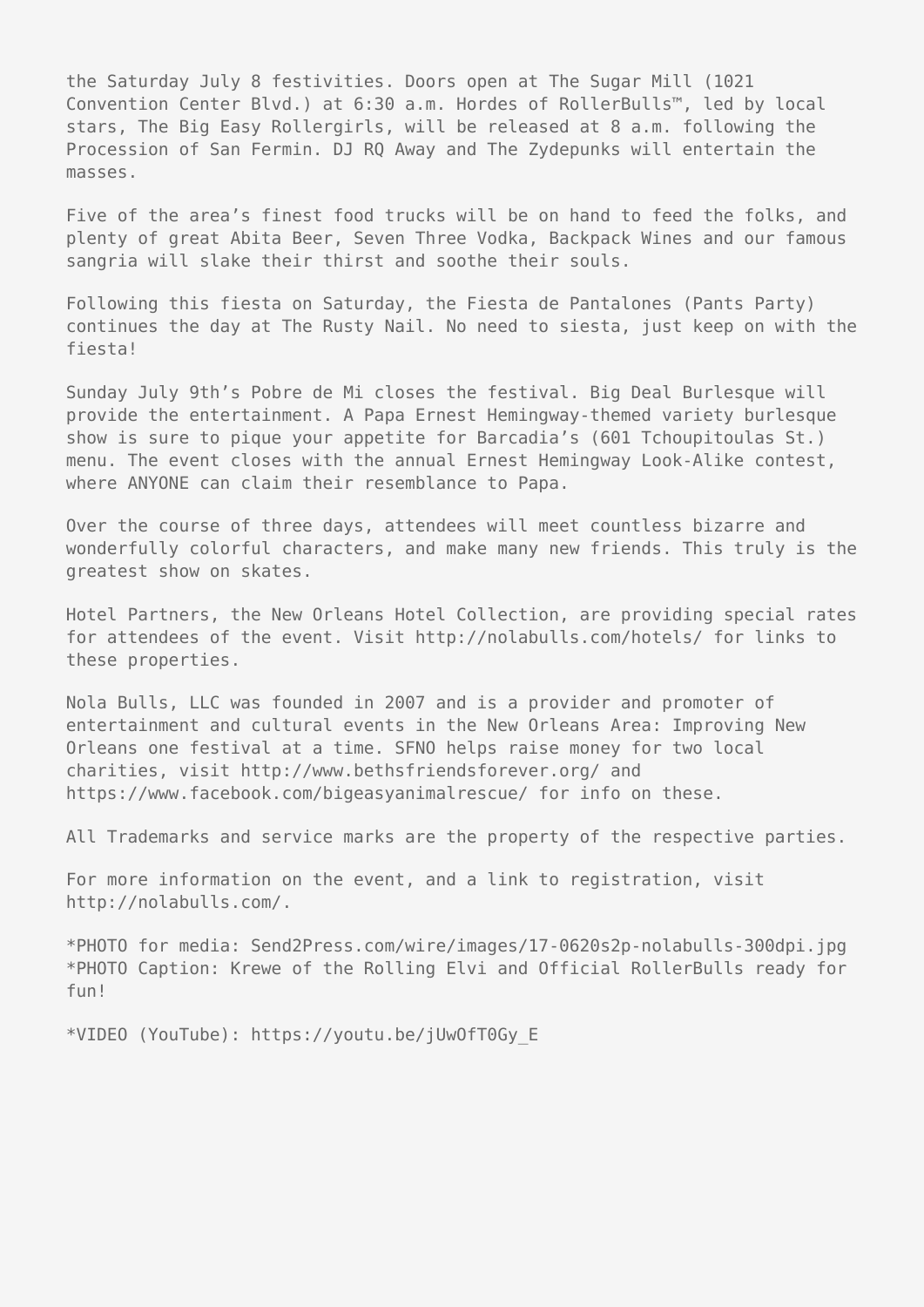the Saturday July 8 festivities. Doors open at The Sugar Mill (1021 Convention Center Blvd.) at 6:30 a.m. Hordes of RollerBulls™, led by local stars, The Big Easy Rollergirls, will be released at 8 a.m. following the Procession of San Fermin. DJ RQ Away and The Zydepunks will entertain the masses.

Five of the area's finest food trucks will be on hand to feed the folks, and plenty of great Abita Beer, Seven Three Vodka, Backpack Wines and our famous sangria will slake their thirst and soothe their souls.

Following this fiesta on Saturday, the Fiesta de Pantalones (Pants Party) continues the day at The Rusty Nail. No need to siesta, just keep on with the fiesta!

Sunday July 9th's Pobre de Mi closes the festival. Big Deal Burlesque will provide the entertainment. A Papa Ernest Hemingway-themed variety burlesque show is sure to pique your appetite for Barcadia's (601 Tchoupitoulas St.) menu. The event closes with the annual Ernest Hemingway Look-Alike contest, where ANYONE can claim their resemblance to Papa.

Over the course of three days, attendees will meet countless bizarre and wonderfully colorful characters, and make many new friends. This truly is the greatest show on skates.

Hotel Partners, the New Orleans Hotel Collection, are providing special rates for attendees of the event. Visit http://nolabulls.com/hotels/ for links to these properties.

Nola Bulls, LLC was founded in 2007 and is a provider and promoter of entertainment and cultural events in the New Orleans Area: Improving New Orleans one festival at a time. SFNO helps raise money for two local charities, visit http://www.bethsfriendsforever.org/ and https://www.facebook.com/bigeasyanimalrescue/ for info on these.

All Trademarks and service marks are the property of the respective parties.

For more information on the event, and a link to registration, visit http://nolabulls.com/.

*PHOTO for media: Send2Press.com/wire/images/17-0620s2p-nolabulls-300dpi.jpg
*PHOTO Caption: Krewe of the Rolling Elvi and Official RollerBulls ready for fun!

*VIDEO (YouTube): https://youtu.be/jUwOfT0Gy_E